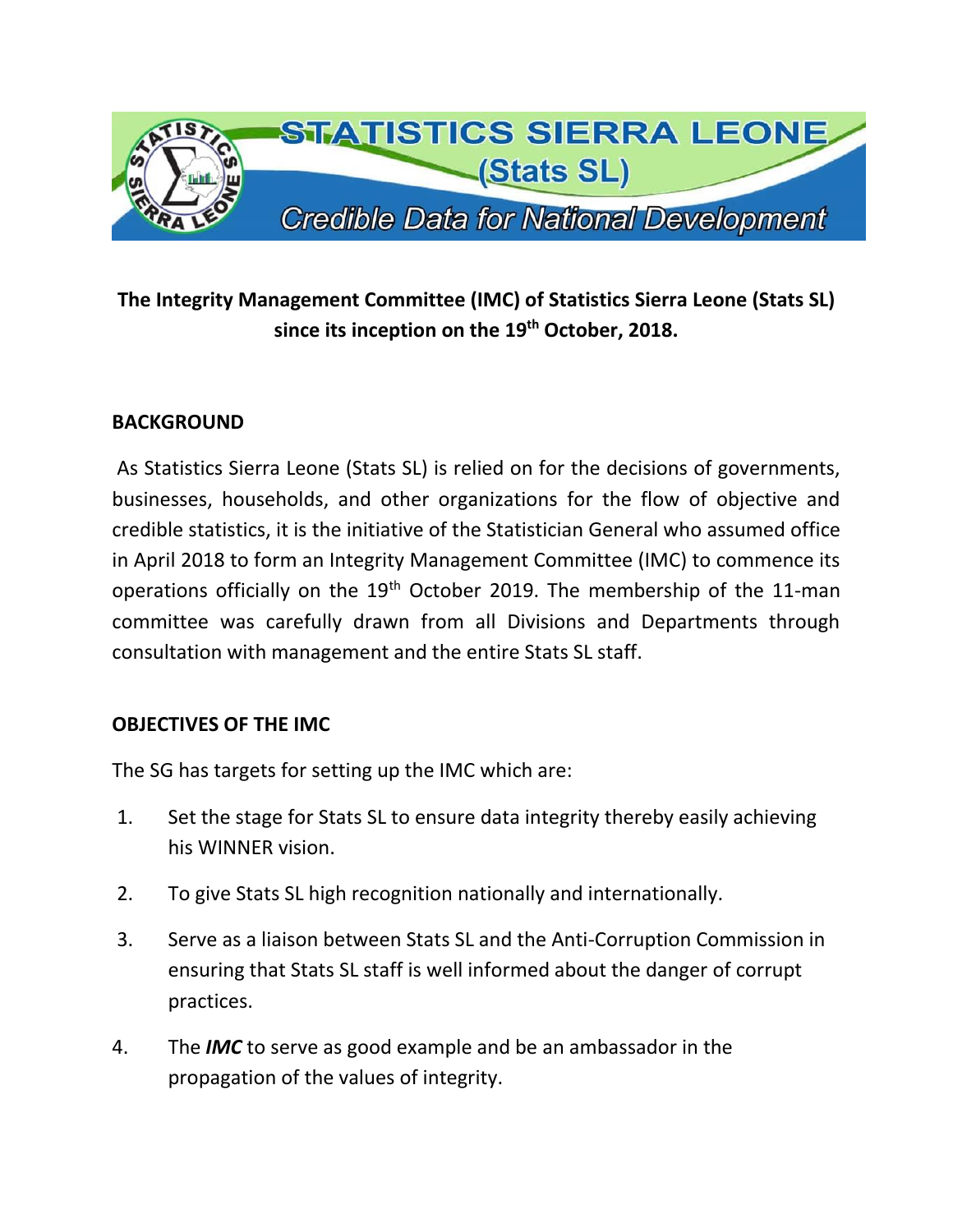STATISTICS SIERRA LEONE (Stats SL)

*Credible Data for National Development*

**The Integrity Management Committee (IMC) of Statistics Sierra Leone (Stats SL) since its inception on the 19th October, 2018.**

## BACKGROUND

As Statistics Sierra Leone (Stats SL) is relied on for the decisions of governments, businesses, households, and other organizations for the flow of objective and credible statistics, it is the initiative of the Statistician General who assumed office in April 2018 to form an Integrity Management Committee (IMC) to commence its operations officially on the 19th October 2019. The membership of the 11-man committee was carefully drawn from all Divisions and Departments through consultation with management and the entire Stats SL staff.

## OBJECTIVES OF THE IMC

The SG has targets for setting up the IMC which are:

1. Set the stage for Stats SL to ensure data integrity thereby easily achieving his WINNER vision.
2. To give Stats SL high recognition nationally and internationally.
3. Serve as a liaison between Stats SL and the Anti-Corruption Commission in ensuring that Stats SL staff is well informed about the danger of corrupt practices.
4. The ***IMC*** to serve as good example and be an ambassador in the propagation of the values of integrity.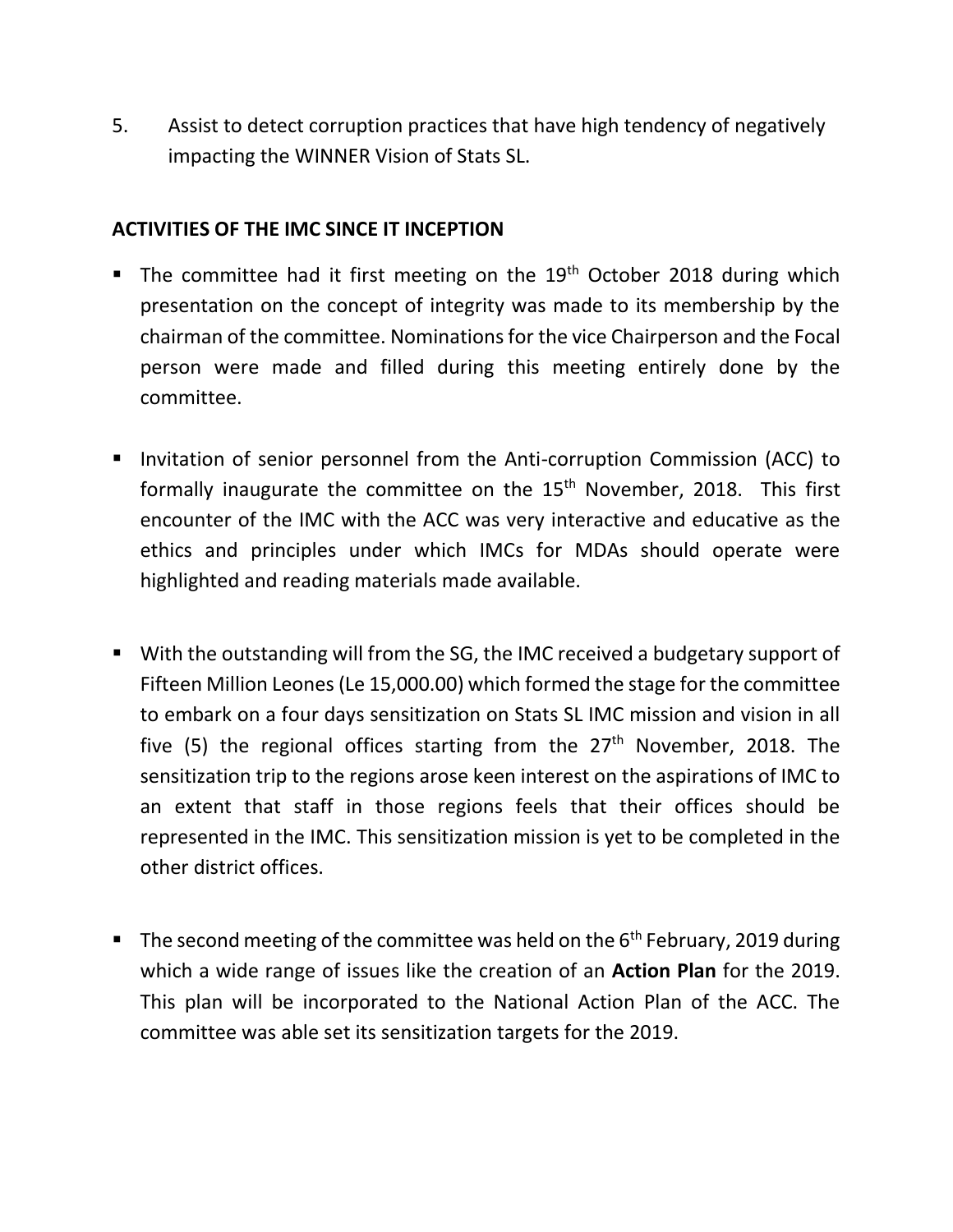5. Assist to detect corruption practices that have high tendency of negatively impacting the WINNER Vision of Stats SL.

**ACTIVITIES OF THE IMC SINCE IT INCEPTION**

- The committee had it first meeting on the 19th October 2018 during which presentation on the concept of integrity was made to its membership by the chairman of the committee. Nominations for the vice Chairperson and the Focal person were made and filled during this meeting entirely done by the committee.

- Invitation of senior personnel from the Anti-corruption Commission (ACC) to formally inaugurate the committee on the 15th November, 2018. This first encounter of the IMC with the ACC was very interactive and educative as the ethics and principles under which IMCs for MDAs should operate were highlighted and reading materials made available.

- With the outstanding will from the SG, the IMC received a budgetary support of Fifteen Million Leones (Le 15,000.00) which formed the stage for the committee to embark on a four days sensitization on Stats SL IMC mission and vision in all five (5) the regional offices starting from the 27th November, 2018. The sensitization trip to the regions arose keen interest on the aspirations of IMC to an extent that staff in those regions feels that their offices should be represented in the IMC. This sensitization mission is yet to be completed in the other district offices.

- The second meeting of the committee was held on the 6th February, 2019 during which a wide range of issues like the creation of an **Action Plan** for the 2019. This plan will be incorporated to the National Action Plan of the ACC. The committee was able set its sensitization targets for the 2019.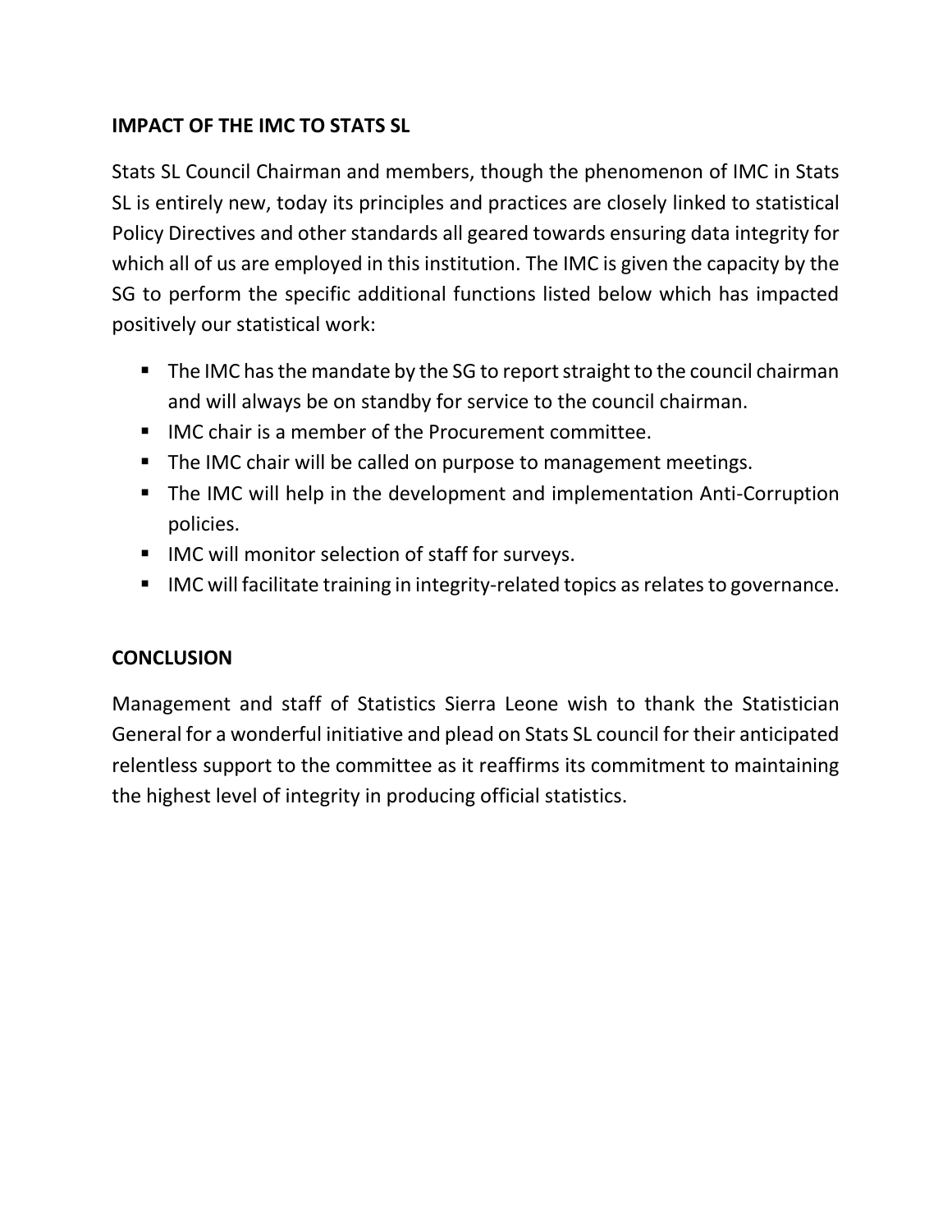## IMPACT OF THE IMC TO STATS SL

Stats SL Council Chairman and members, though the phenomenon of IMC in Stats SL is entirely new, today its principles and practices are closely linked to statistical Policy Directives and other standards all geared towards ensuring data integrity for which all of us are employed in this institution. The IMC is given the capacity by the SG to perform the specific additional functions listed below which has impacted positively our statistical work:

- The IMC has the mandate by the SG to report straight to the council chairman and will always be on standby for service to the council chairman.
- IMC chair is a member of the Procurement committee.
- The IMC chair will be called on purpose to management meetings.
- The IMC will help in the development and implementation Anti-Corruption policies.
- IMC will monitor selection of staff for surveys.
- IMC will facilitate training in integrity-related topics as relates to governance.

## CONCLUSION

Management and staff of Statistics Sierra Leone wish to thank the Statistician General for a wonderful initiative and plead on Stats SL council for their anticipated relentless support to the committee as it reaffirms its commitment to maintaining the highest level of integrity in producing official statistics.